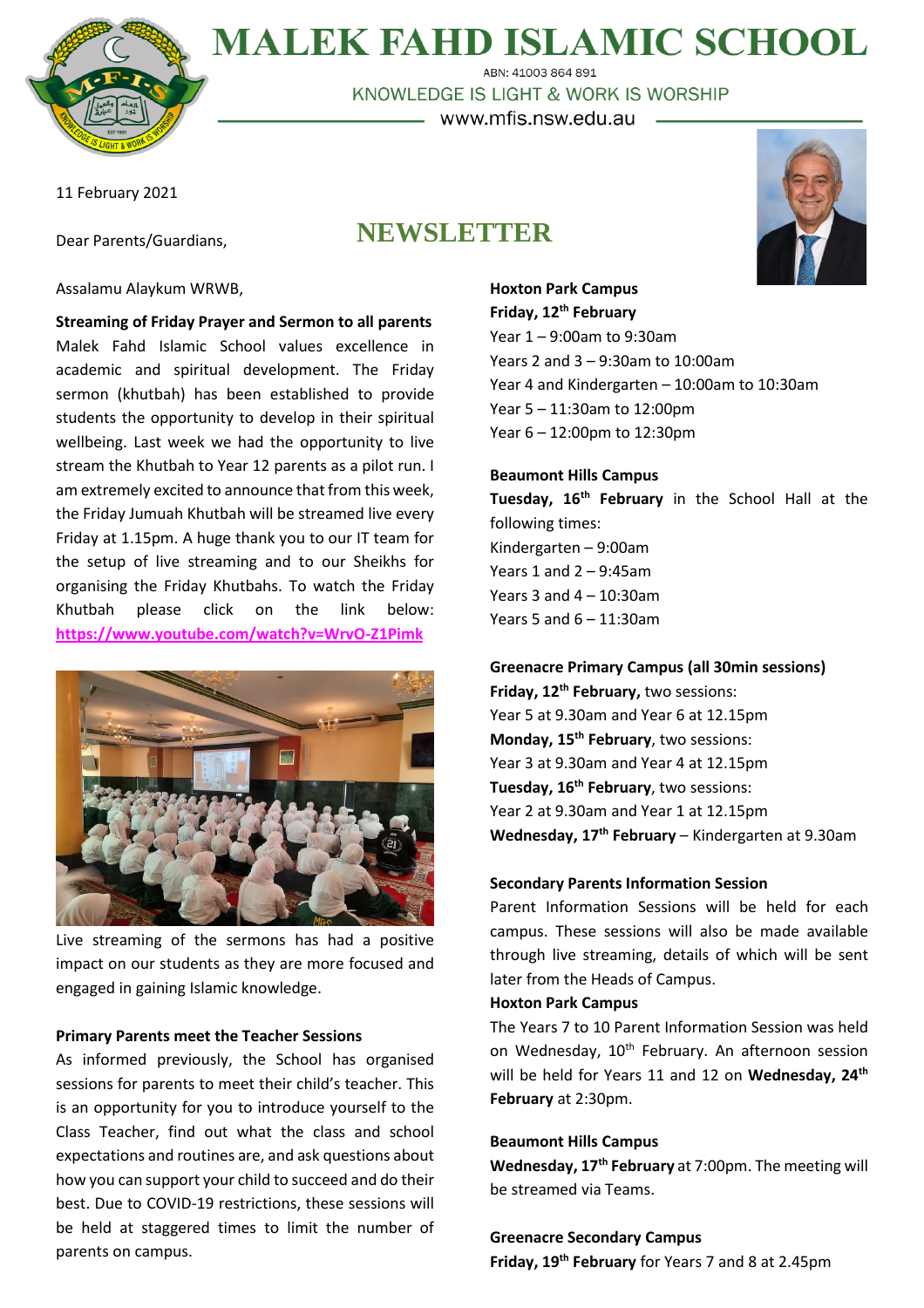# MALEK FAHD ISLAMIC SCHOOL

ABN: 41003 864 891

KNOWLEDGE IS LIGHT & WORK IS WORSHIP

www.mfis.nsw.edu.au

11 February 2021

Dear Parents/Guardians,

## NEWSLETTER

Assalamu Alaykum WRWB,

**Streaming of Friday Prayer and Sermon to all parents**

Malek Fahd Islamic School values excellence in academic and spiritual development. The Friday sermon (khutbah) has been established to provide students the opportunity to develop in their spiritual wellbeing. Last week we had the opportunity to live stream the Khutbah to Year 12 parents as a pilot run. I am extremely excited to announce that from this week, the Friday Jumuah Khutbah will be streamed live every Friday at 1.15pm. A huge thank you to our IT team for the setup of live streaming and to our Sheikhs for organising the Friday Khutbahs. To watch the Friday Khutbah please click on the link below: **https://www.youtube.com/watch?v=WrvO-Z1Pimk**

Live streaming of the sermons has had a positive impact on our students as they are more focused and engaged in gaining Islamic knowledge.

**Primary Parents meet the Teacher Sessions**

As informed previously, the School has organised sessions for parents to meet their child's teacher. This is an opportunity for you to introduce yourself to the Class Teacher, find out what the class and school expectations and routines are, and ask questions about how you can support your child to succeed and do their best. Due to COVID-19 restrictions, these sessions will be held at staggered times to limit the number of parents on campus.

**Hoxton Park Campus**
**Friday, 12th February**
Year 1 – 9:00am to 9:30am
Years 2 and 3 – 9:30am to 10:00am
Year 4 and Kindergarten – 10:00am to 10:30am
Year 5 – 11:30am to 12:00pm
Year 6 – 12:00pm to 12:30pm

**Beaumont Hills Campus**
**Tuesday, 16th February** in the School Hall at the following times:
Kindergarten – 9:00am
Years 1 and 2 – 9:45am
Years 3 and 4 – 10:30am
Years 5 and 6 – 11:30am

**Greenacre Primary Campus (all 30min sessions)**
**Friday, 12th February,** two sessions:
Year 5 at 9.30am and Year 6 at 12.15pm
**Monday, 15th February**, two sessions:
Year 3 at 9.30am and Year 4 at 12.15pm
**Tuesday, 16th February**, two sessions:
Year 2 at 9.30am and Year 1 at 12.15pm
**Wednesday, 17th February** – Kindergarten at 9.30am

**Secondary Parents Information Session**

Parent Information Sessions will be held for each campus. These sessions will also be made available through live streaming, details of which will be sent later from the Heads of Campus.

**Hoxton Park Campus**

The Years 7 to 10 Parent Information Session was held on Wednesday, 10th February. An afternoon session will be held for Years 11 and 12 on **Wednesday, 24th February** at 2:30pm.

**Beaumont Hills Campus**

**Wednesday, 17th February** at 7:00pm. The meeting will be streamed via Teams.

**Greenacre Secondary Campus**

**Friday, 19th February** for Years 7 and 8 at 2.45pm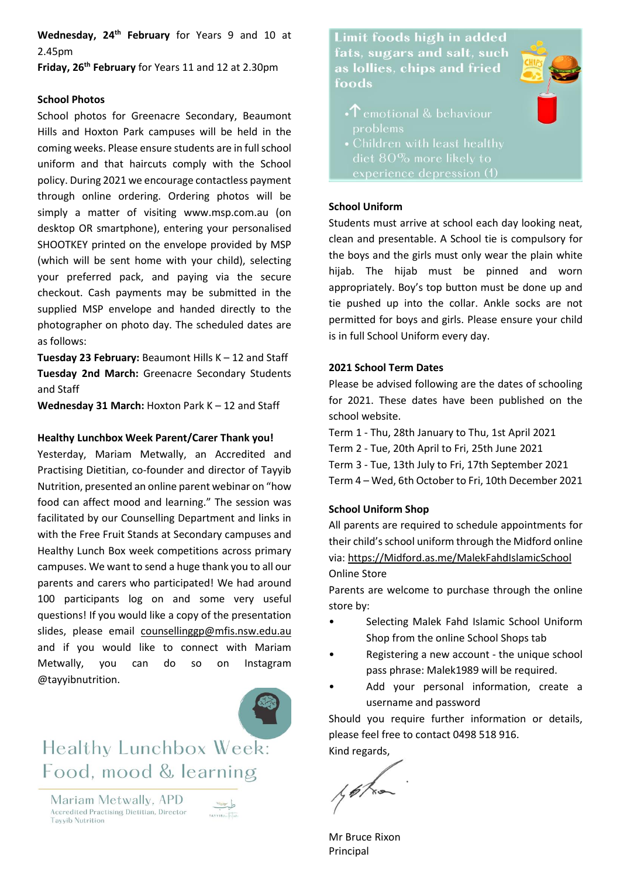**Wednesday, 24th February** for Years 9 and 10 at 2.45pm

**Friday, 26th February** for Years 11 and 12 at 2.30pm

**School Photos**

School photos for Greenacre Secondary, Beaumont Hills and Hoxton Park campuses will be held in the coming weeks. Please ensure students are in full school uniform and that haircuts comply with the School policy. During 2021 we encourage contactless payment through online ordering. Ordering photos will be simply a matter of visiting www.msp.com.au (on desktop OR smartphone), entering your personalised SHOOTKEY printed on the envelope provided by MSP (which will be sent home with your child), selecting your preferred pack, and paying via the secure checkout. Cash payments may be submitted in the supplied MSP envelope and handed directly to the photographer on photo day. The scheduled dates are as follows:

**Tuesday 23 February:** Beaumont Hills K – 12 and Staff

**Tuesday 2nd March:** Greenacre Secondary Students and Staff

**Wednesday 31 March:** Hoxton Park K – 12 and Staff

**Healthy Lunchbox Week Parent/Carer Thank you!**

Yesterday, Mariam Metwally, an Accredited and Practising Dietitian, co-founder and director of Tayyib Nutrition, presented an online parent webinar on "how food can affect mood and learning." The session was facilitated by our Counselling Department and links in with the Free Fruit Stands at Secondary campuses and Healthy Lunch Box week competitions across primary campuses. We want to send a huge thank you to all our parents and carers who participated! We had around 100 participants log on and some very useful questions! If you would like a copy of the presentation slides, please email counsellinggp@mfis.nsw.edu.au and if you would like to connect with Mariam Metwally, you can do so on Instagram @tayyibnutrition.

Healthy Lunchbox Week: Food, mood & learning

Mariam Metwally, APD
Accredited Practising Dietitian, Director
Tayyib Nutrition

Limit foods high in added fats, sugars and salt, such as lollies, chips and fried foods

- ↑ emotional & behaviour problems
- Children with least healthy diet 80% more likely to experience depression (1)

**School Uniform**

Students must arrive at school each day looking neat, clean and presentable. A School tie is compulsory for the boys and the girls must only wear the plain white hijab. The hijab must be pinned and worn appropriately. Boy's top button must be done up and tie pushed up into the collar. Ankle socks are not permitted for boys and girls. Please ensure your child is in full School Uniform every day.

**2021 School Term Dates**

Please be advised following are the dates of schooling for 2021. These dates have been published on the school website.

Term 1 - Thu, 28th January to Thu, 1st April 2021
Term 2 - Tue, 20th April to Fri, 25th June 2021
Term 3 - Tue, 13th July to Fri, 17th September 2021
Term 4 – Wed, 6th October to Fri, 10th December 2021

**School Uniform Shop**

All parents are required to schedule appointments for their child's school uniform through the Midford online via: https://Midford.as.me/MalekFahdIslamicSchool

Online Store

Parents are welcome to purchase through the online store by:

- Selecting Malek Fahd Islamic School Uniform Shop from the online School Shops tab
- Registering a new account - the unique school pass phrase: Malek1989 will be required.
- Add your personal information, create a username and password

Should you require further information or details, please feel free to contact 0498 518 916.

Kind regards,

Mr Bruce Rixon
Principal